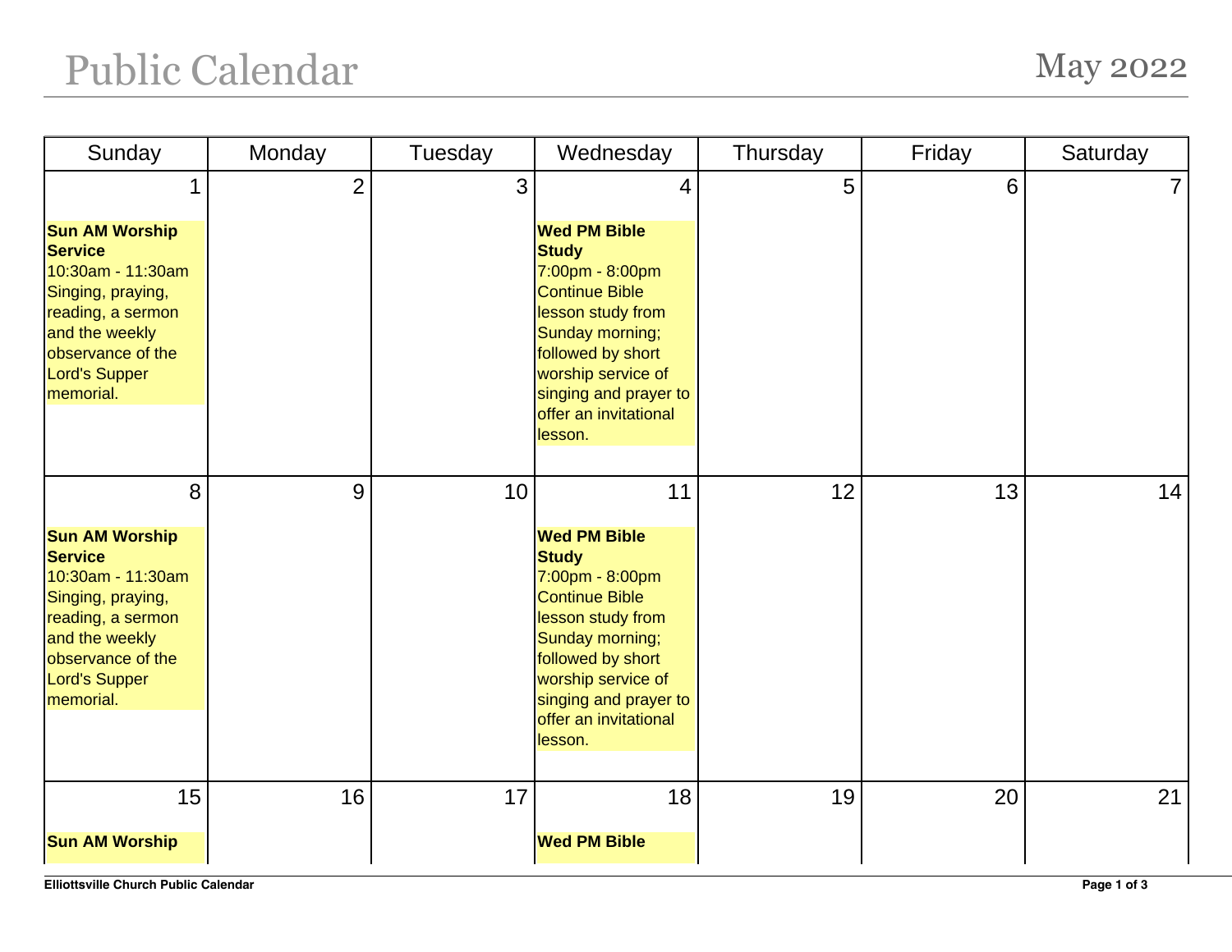# Public Calendar

## May 2022

| Sunday | Monday | Tuesday | Wednesday | Thursday | Friday | Saturday |
|---|---|---|---|---|---|---|
| 1<br><br>**Sun AM Worship Service**<br>10:30am - 11:30am<br>Singing, praying, reading, a sermon and the weekly observance of the Lord's Supper memorial. | 2 | 3 | 4<br><br>**Wed PM Bible Study**<br>7:00pm - 8:00pm<br>Continue Bible lesson study from Sunday morning; followed by short worship service of singing and prayer to offer an invitational lesson. | 5 | 6 | 7 |
| 8<br><br>**Sun AM Worship Service**<br>10:30am - 11:30am<br>Singing, praying, reading, a sermon and the weekly observance of the Lord's Supper memorial. | 9 | 10 | 11<br><br>**Wed PM Bible Study**<br>7:00pm - 8:00pm<br>Continue Bible lesson study from Sunday morning; followed by short worship service of singing and prayer to offer an invitational lesson. | 12 | 13 | 14 |
| 15<br><br>**Sun AM Worship** | 16 | 17 | 18<br><br>**Wed PM Bible** | 19 | 20 | 21 |

Elliottsville Church Public Calendar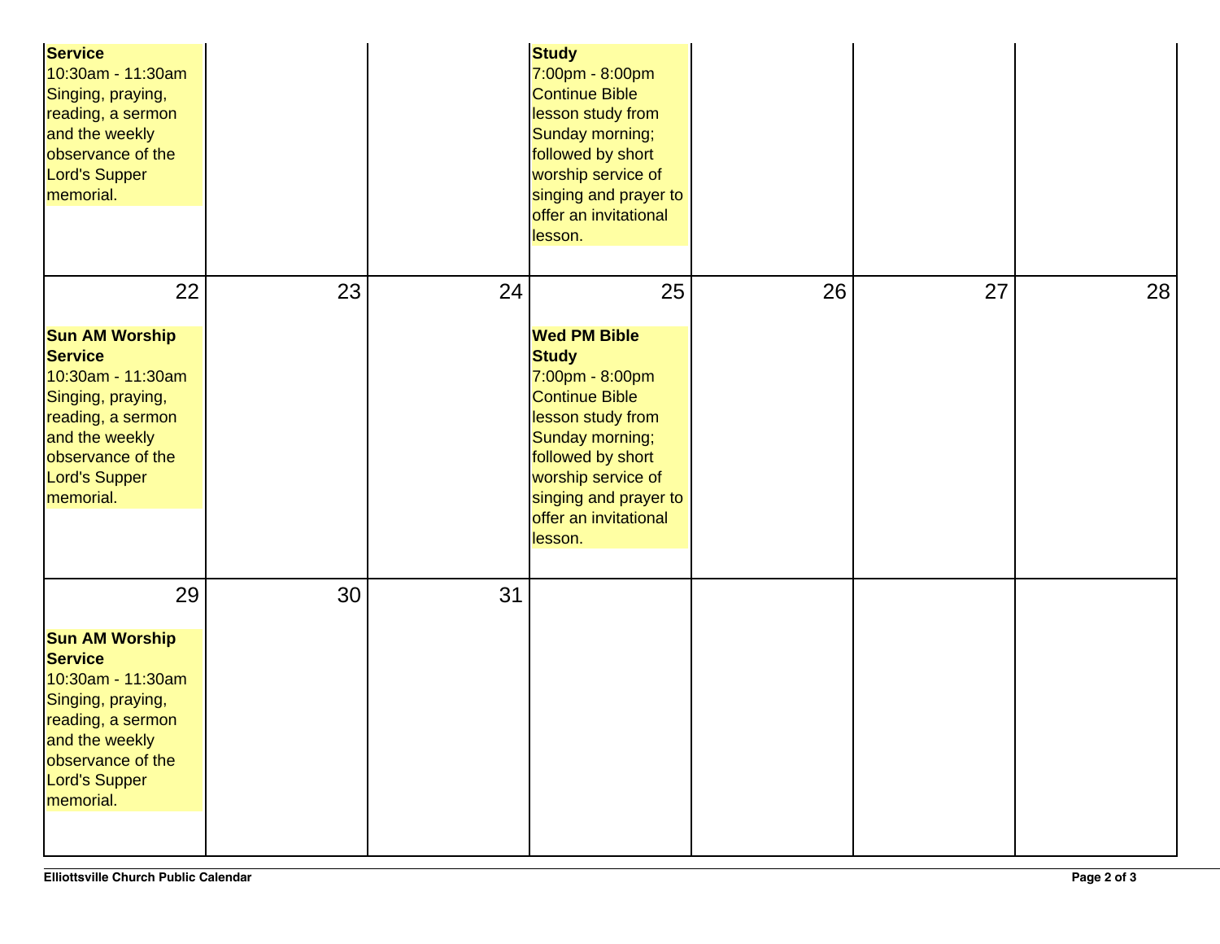| | | | | | | |
|---|---|---|---|---|---|---|
| **Service** 10:30am - 11:30am Singing, praying, reading, a sermon and the weekly observance of the Lord's Supper memorial. | | | **Study** 7:00pm - 8:00pm Continue Bible lesson study from Sunday morning; followed by short worship service of singing and prayer to offer an invitational lesson. | | | |
| 22 **Sun AM Worship Service** 10:30am - 11:30am Singing, praying, reading, a sermon and the weekly observance of the Lord's Supper memorial. | 23 | 24 | 25 **Wed PM Bible Study** 7:00pm - 8:00pm Continue Bible lesson study from Sunday morning; followed by short worship service of singing and prayer to offer an invitational lesson. | 26 | 27 | 28 |
| 29 **Sun AM Worship Service** 10:30am - 11:30am Singing, praying, reading, a sermon and the weekly observance of the Lord's Supper memorial. | 30 | 31 | | | | |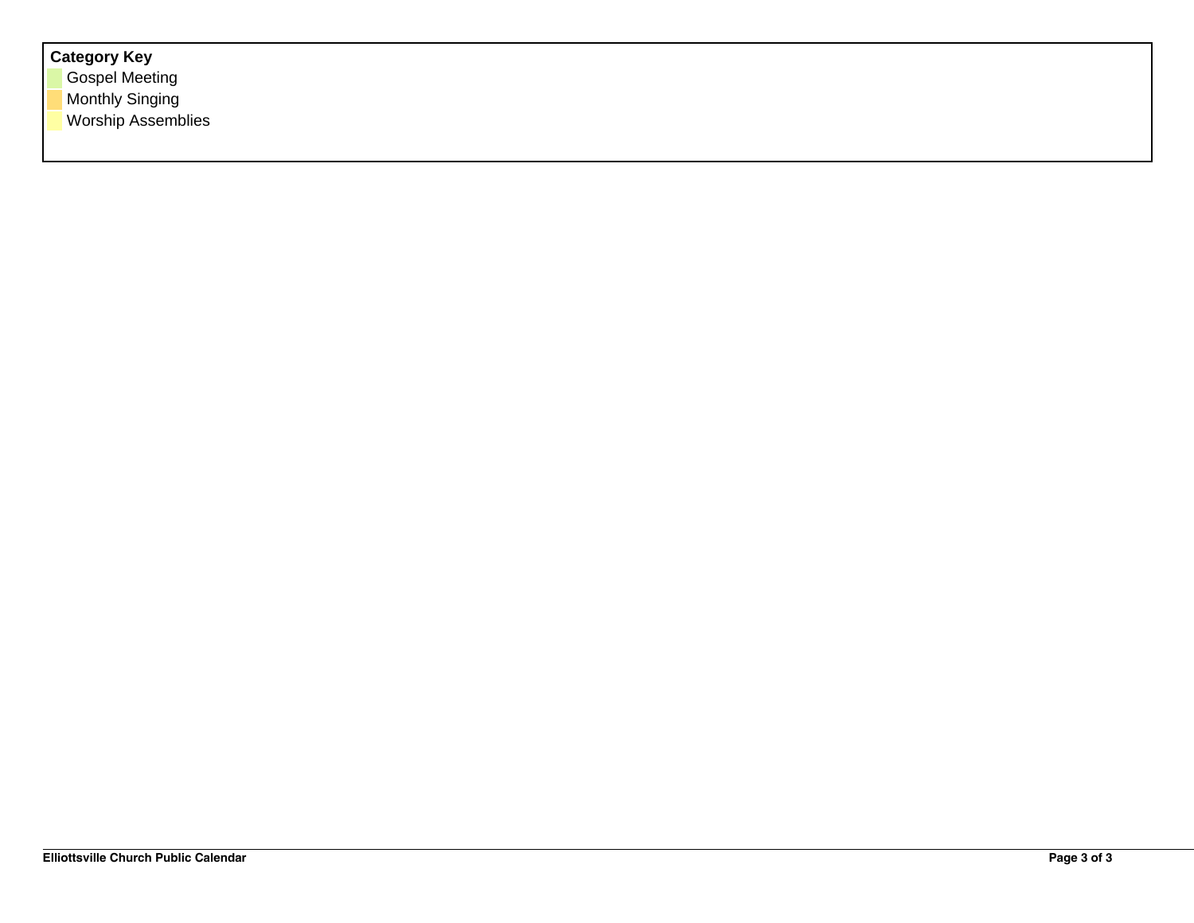**Category Key**

- Gospel Meeting
- Monthly Singing
- Worship Assemblies